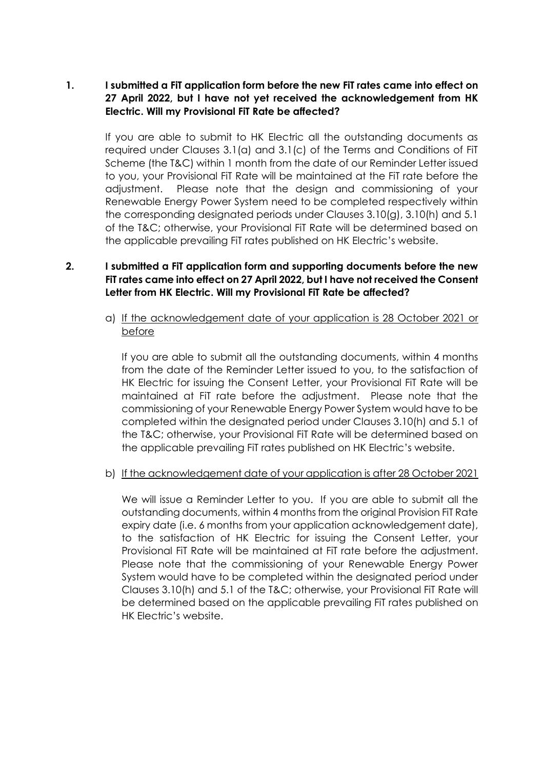1. **I submitted a FiT application form before the new FiT rates came into effect on 27 April 2022, but I have not yet received the acknowledgement from HK Electric. Will my Provisional FiT Rate be affected?**

   If you are able to submit to HK Electric all the outstanding documents as required under Clauses 3.1(a) and 3.1(c) of the Terms and Conditions of FiT Scheme (the T&C) within 1 month from the date of our Reminder Letter issued to you, your Provisional FiT Rate will be maintained at the FiT rate before the adjustment. Please note that the design and commissioning of your Renewable Energy Power System need to be completed respectively within the corresponding designated periods under Clauses 3.10(g), 3.10(h) and 5.1 of the T&C; otherwise, your Provisional FiT Rate will be determined based on the applicable prevailing FiT rates published on HK Electric's website.

2. **I submitted a FiT application form and supporting documents before the new FiT rates came into effect on 27 April 2022, but I have not received the Consent Letter from HK Electric. Will my Provisional FiT Rate be affected?**

   a) <u>If the acknowledgement date of your application is 28 October 2021 or before</u>

      If you are able to submit all the outstanding documents, within 4 months from the date of the Reminder Letter issued to you, to the satisfaction of HK Electric for issuing the Consent Letter, your Provisional FiT Rate will be maintained at FiT rate before the adjustment. Please note that the commissioning of your Renewable Energy Power System would have to be completed within the designated period under Clauses 3.10(h) and 5.1 of the T&C; otherwise, your Provisional FiT Rate will be determined based on the applicable prevailing FiT rates published on HK Electric's website.

   b) <u>If the acknowledgement date of your application is after 28 October 2021</u>

      We will issue a Reminder Letter to you. If you are able to submit all the outstanding documents, within 4 months from the original Provision FiT Rate expiry date (i.e. 6 months from your application acknowledgement date), to the satisfaction of HK Electric for issuing the Consent Letter, your Provisional FiT Rate will be maintained at FiT rate before the adjustment. Please note that the commissioning of your Renewable Energy Power System would have to be completed within the designated period under Clauses 3.10(h) and 5.1 of the T&C; otherwise, your Provisional FiT Rate will be determined based on the applicable prevailing FiT rates published on HK Electric's website.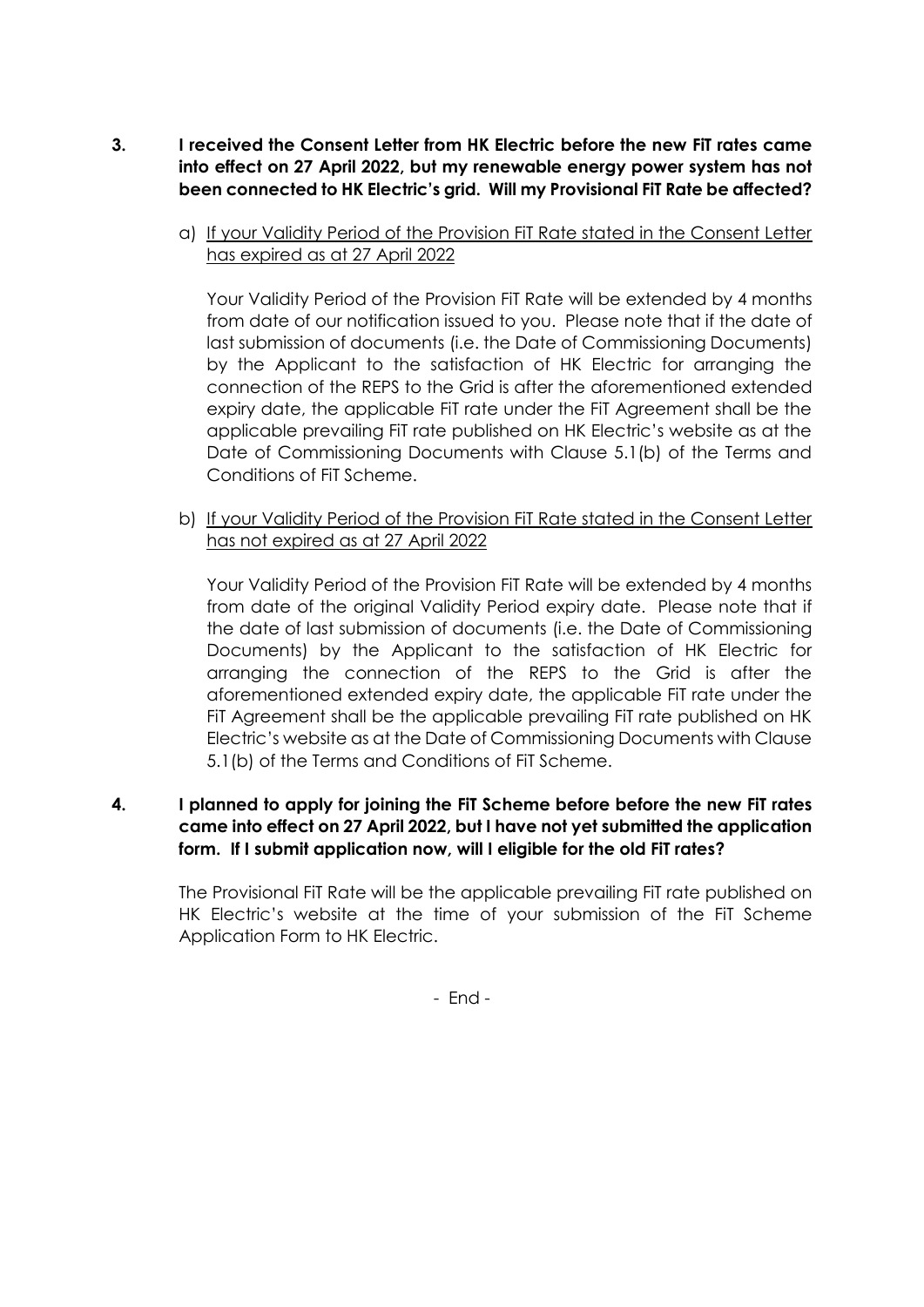**3. I received the Consent Letter from HK Electric before the new FiT rates came into effect on 27 April 2022, but my renewable energy power system has not been connected to HK Electric's grid. Will my Provisional FiT Rate be affected?**

a) <u>If your Validity Period of the Provision FiT Rate stated in the Consent Letter has expired as at 27 April 2022</u>

Your Validity Period of the Provision FiT Rate will be extended by 4 months from date of our notification issued to you. Please note that if the date of last submission of documents (i.e. the Date of Commissioning Documents) by the Applicant to the satisfaction of HK Electric for arranging the connection of the REPS to the Grid is after the aforementioned extended expiry date, the applicable FiT rate under the FiT Agreement shall be the applicable prevailing FiT rate published on HK Electric's website as at the Date of Commissioning Documents with Clause 5.1(b) of the Terms and Conditions of FiT Scheme.

b) <u>If your Validity Period of the Provision FiT Rate stated in the Consent Letter has not expired as at 27 April 2022</u>

Your Validity Period of the Provision FiT Rate will be extended by 4 months from date of the original Validity Period expiry date. Please note that if the date of last submission of documents (i.e. the Date of Commissioning Documents) by the Applicant to the satisfaction of HK Electric for arranging the connection of the REPS to the Grid is after the aforementioned extended expiry date, the applicable FiT rate under the FiT Agreement shall be the applicable prevailing FiT rate published on HK Electric's website as at the Date of Commissioning Documents with Clause 5.1(b) of the Terms and Conditions of FiT Scheme.

**4. I planned to apply for joining the FiT Scheme before before the new FiT rates came into effect on 27 April 2022, but I have not yet submitted the application form. If I submit application now, will I eligible for the old FiT rates?**

The Provisional FiT Rate will be the applicable prevailing FiT rate published on HK Electric's website at the time of your submission of the FiT Scheme Application Form to HK Electric.

- End -